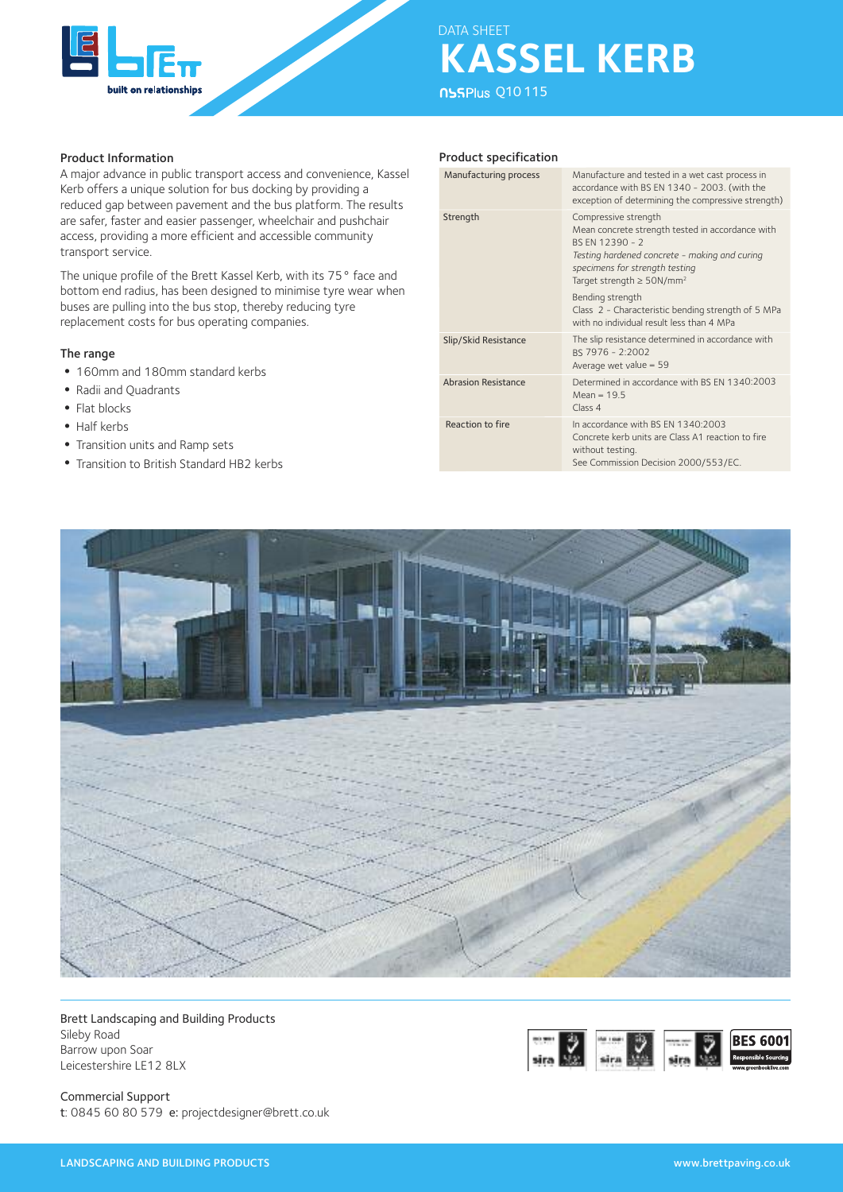DATA SHEET

# KASSEL KERB

NBSPlus Q10 115

## Product Information

A major advance in public transport access and convenience, Kassel Kerb offers a unique solution for bus docking by providing a reduced gap between pavement and the bus platform. The results are safer, faster and easier passenger, wheelchair and pushchair access, providing a more efficient and accessible community transport service.

The unique profile of the Brett Kassel Kerb, with its 75° face and bottom end radius, has been designed to minimise tyre wear when buses are pulling into the bus stop, thereby reducing tyre replacement costs for bus operating companies.

## The range

- 160mm and 180mm standard kerbs
- Radii and Quadrants
- Flat blocks
- Half kerbs
- Transition units and Ramp sets
- Transition to British Standard HB2 kerbs

## Product specification

| | |
|---|---|
| Manufacturing process | Manufacture and tested in a wet cast process in accordance with BS EN 1340 - 2003. (with the exception of determining the compressive strength) |
| Strength | Compressive strength<br>Mean concrete strength tested in accordance with BS EN 12390 - 2<br>*Testing hardened concrete - making and curing specimens for strength testing*<br>Target strength ≥ 50N/mm²<br><br>Bending strength<br>Class 2 - Characteristic bending strength of 5 MPa with no individual result less than 4 MPa |
| Slip/Skid Resistance | The slip resistance determined in accordance with BS 7976 - 2:2002<br>Average wet value = 59 |
| Abrasion Resistance | Determined in accordance with BS EN 1340:2003<br>Mean = 19.5<br>Class 4 |
| Reaction to fire | In accordance with BS EN 1340:2003<br>Concrete kerb units are Class A1 reaction to fire without testing.<br>See Commission Decision 2000/553/EC. |

Brett Landscaping and Building Products
Sileby Road
Barrow upon Soar
Leicestershire LE12 8LX

Commercial Support
t: 0845 60 80 579 e: projectdesigner@brett.co.uk

BES 6001 Responsible Sourcing

LANDSCAPING AND BUILDING PRODUCTS

www.brettpaving.co.uk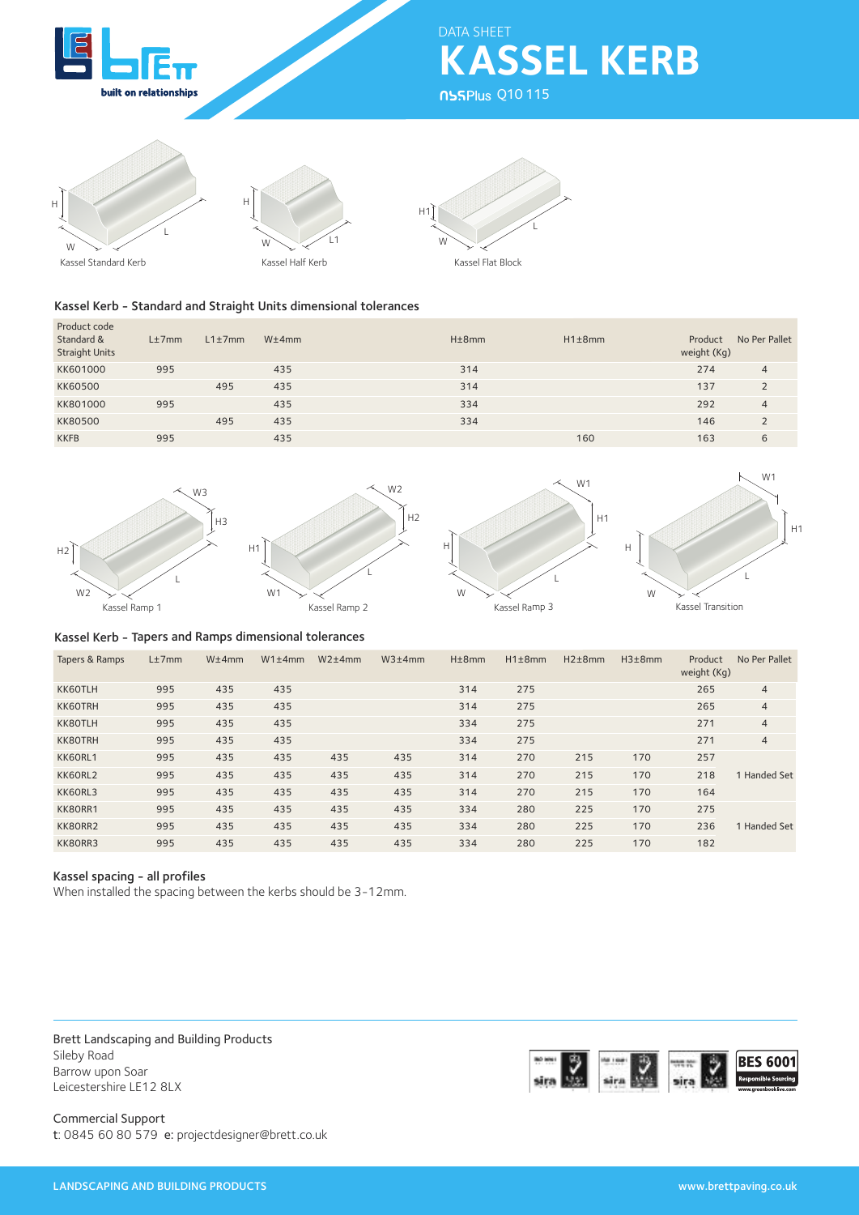DATA SHEET

# KASSEL KERB

NBSPlus Q10 115

Kassel Standard Kerb

Kassel Half Kerb

Kassel Flat Block

### Kassel Kerb - Standard and Straight Units dimensional tolerances

| Product code Standard & Straight Units | L±7mm | L1±7mm | W±4mm | H±8mm | H1±8mm | Product weight (Kg) | No Per Pallet |
|---|---|---|---|---|---|---|---|
| KK601000 | 995 | | 435 | 314 | | 274 | 4 |
| KK60500 | | 495 | 435 | 314 | | 137 | 2 |
| KK801000 | 995 | | 435 | 334 | | 292 | 4 |
| KK80500 | | 495 | 435 | 334 | | 146 | 2 |
| KKFB | 995 | | 435 | | 160 | 163 | 6 |

Kassel Ramp 1

Kassel Ramp 2

Kassel Ramp 3

Kassel Transition

### Kassel Kerb - Tapers and Ramps dimensional tolerances

| Tapers & Ramps | L±7mm | W±4mm | W1±4mm | W2±4mm | W3±4mm | H±8mm | H1±8mm | H2±8mm | H3±8mm | Product weight (Kg) | No Per Pallet |
|---|---|---|---|---|---|---|---|---|---|---|---|
| KK60TLH | 995 | 435 | 435 | | | 314 | 275 | | | 265 | 4 |
| KK60TRH | 995 | 435 | 435 | | | 314 | 275 | | | 265 | 4 |
| KK80TLH | 995 | 435 | 435 | | | 334 | 275 | | | 271 | 4 |
| KK80TRH | 995 | 435 | 435 | | | 334 | 275 | | | 271 | 4 |
| KK60RL1 | 995 | 435 | 435 | 435 | 435 | 314 | 270 | 215 | 170 | 257 | |
| KK60RL2 | 995 | 435 | 435 | 435 | 435 | 314 | 270 | 215 | 170 | 218 | 1 Handed Set |
| KK60RL3 | 995 | 435 | 435 | 435 | 435 | 314 | 270 | 215 | 170 | 164 | |
| KK80RR1 | 995 | 435 | 435 | 435 | 435 | 334 | 280 | 225 | 170 | 275 | |
| KK80RR2 | 995 | 435 | 435 | 435 | 435 | 334 | 280 | 225 | 170 | 236 | 1 Handed Set |
| KK80RR3 | 995 | 435 | 435 | 435 | 435 | 334 | 280 | 225 | 170 | 182 | |

### Kassel spacing - all profiles

When installed the spacing between the kerbs should be 3-12mm.

Brett Landscaping and Building Products
Sileby Road
Barrow upon Soar
Leicestershire LE12 8LX

Commercial Support
t: 0845 60 80 579 e: projectdesigner@brett.co.uk

LANDSCAPING AND BUILDING PRODUCTS

www.brettpaving.co.uk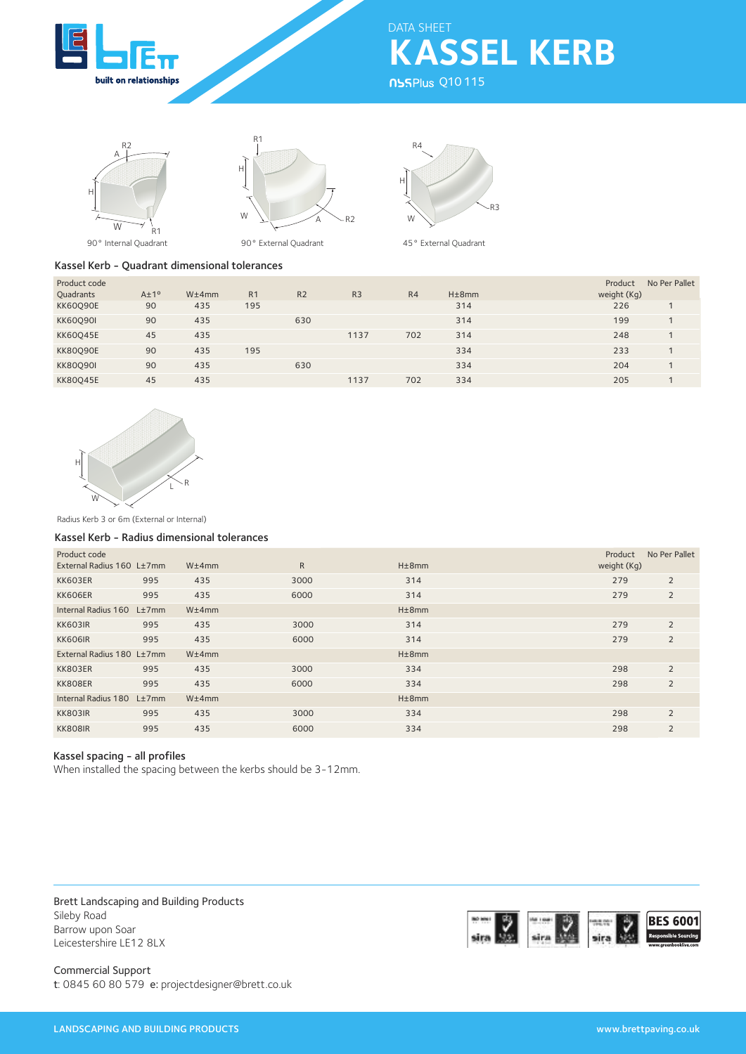DATA SHEET

# KASSEL KERB

NBSPlus Q10 115

90° Internal Quadrant

90° External Quadrant

45° External Quadrant

### Kassel Kerb - Quadrant dimensional tolerances

| Product code Quadrants | A±1º | W±4mm | R1 | R2 | R3 | R4 | H±8mm | Product weight (Kg) | No Per Pallet |
|---|---|---|---|---|---|---|---|---|---|
| KK60Q90E | 90 | 435 | 195 | | | | 314 | 226 | 1 |
| KK60Q90I | 90 | 435 | | 630 | | | 314 | 199 | 1 |
| KK60Q45E | 45 | 435 | | | 1137 | 702 | 314 | 248 | 1 |
| KK80Q90E | 90 | 435 | 195 | | | | 334 | 233 | 1 |
| KK80Q90I | 90 | 435 | | 630 | | | 334 | 204 | 1 |
| KK80Q45E | 45 | 435 | | | 1137 | 702 | 334 | 205 | 1 |

Radius Kerb 3 or 6m (External or Internal)

### Kassel Kerb - Radius dimensional tolerances

| Product code | | | | | Product weight (Kg) | No Per Pallet |
|---|---|---|---|---|---|---|
| External Radius 160 | L±7mm | W±4mm | R | H±8mm | | |
| KK603ER | 995 | 435 | 3000 | 314 | 279 | 2 |
| KK606ER | 995 | 435 | 6000 | 314 | 279 | 2 |
| Internal Radius 160 | L±7mm | W±4mm | | H±8mm | | |
| KK603IR | 995 | 435 | 3000 | 314 | 279 | 2 |
| KK606IR | 995 | 435 | 6000 | 314 | 279 | 2 |
| External Radius 180 | L±7mm | W±4mm | | H±8mm | | |
| KK803ER | 995 | 435 | 3000 | 334 | 298 | 2 |
| KK808ER | 995 | 435 | 6000 | 334 | 298 | 2 |
| Internal Radius 180 | L±7mm | W±4mm | | H±8mm | | |
| KK803IR | 995 | 435 | 3000 | 334 | 298 | 2 |
| KK808IR | 995 | 435 | 6000 | 334 | 298 | 2 |

### Kassel spacing - all profiles

When installed the spacing between the kerbs should be 3-12mm.

Brett Landscaping and Building Products
Sileby Road
Barrow upon Soar
Leicestershire LE12 8LX

Commercial Support
t: 0845 60 80 579 e: projectdesigner@brett.co.uk

LANDSCAPING AND BUILDING PRODUCTS

www.brettpaving.co.uk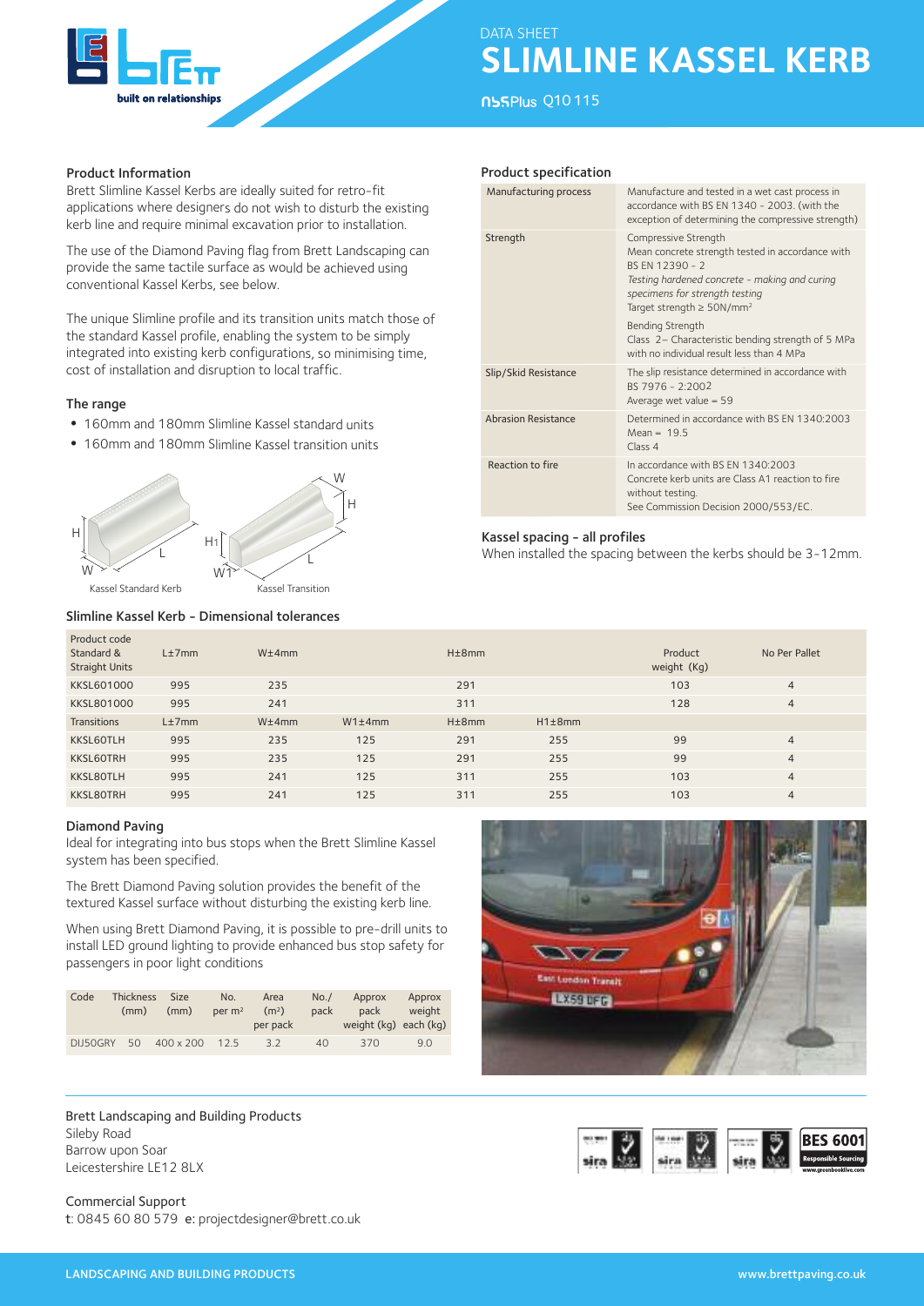DATA SHEET

# SLIMLINE KASSEL KERB

NBSPlus Q10 115

## Product Information

Brett Slimline Kassel Kerbs are ideally suited for retro-fit applications where designers do not wish to disturb the existing kerb line and require minimal excavation prior to installation.

The use of the Diamond Paving flag from Brett Landscaping can provide the same tactile surface as would be achieved using conventional Kassel Kerbs, see below.

The unique Slimline profile and its transition units match those of the standard Kassel profile, enabling the system to be simply integrated into existing kerb configurations, so minimising time, cost of installation and disruption to local traffic.

## The range

- 160mm and 180mm Slimline Kassel standard units
- 160mm and 180mm Slimline Kassel transition units

Kassel Standard Kerb

Kassel Transition

## Product specification

| | |
|---|---|
| Manufacturing process | Manufacture and tested in a wet cast process in accordance with BS EN 1340 - 2003. (with the exception of determining the compressive strength) |
| Strength | Compressive Strength<br>Mean concrete strength tested in accordance with BS EN 12390 - 2<br>*Testing hardened concrete - making and curing specimens for strength testing*<br>Target strength ≥ 50N/mm²<br><br>Bending Strength<br>Class 2– Characteristic bending strength of 5 MPa with no individual result less than 4 MPa |
| Slip/Skid Resistance | The slip resistance determined in accordance with BS 7976 - 2:2002<br>Average wet value = 59 |
| Abrasion Resistance | Determined in accordance with BS EN 1340:2003<br>Mean = 19.5<br>Class 4 |
| Reaction to fire | In accordance with BS EN 1340:2003<br>Concrete kerb units are Class A1 reaction to fire without testing.<br>See Commission Decision 2000/553/EC. |

## Kassel spacing - all profiles

When installed the spacing between the kerbs should be 3-12mm.

## Slimline Kassel Kerb - Dimensional tolerances

| Product code Standard & Straight Units | L±7mm | W±4mm | | H±8mm | | Product weight (Kg) | No Per Pallet |
|---|---|---|---|---|---|---|---|
| KKSL601000 | 995 | 235 | | 291 | | 103 | 4 |
| KKSL801000 | 995 | 241 | | 311 | | 128 | 4 |
| Transitions | L±7mm | W±4mm | W1±4mm | H±8mm | H1±8mm | | |
| KKSL60TLH | 995 | 235 | 125 | 291 | 255 | 99 | 4 |
| KKSL60TRH | 995 | 235 | 125 | 291 | 255 | 99 | 4 |
| KKSL80TLH | 995 | 241 | 125 | 311 | 255 | 103 | 4 |
| KKSL80TRH | 995 | 241 | 125 | 311 | 255 | 103 | 4 |

## Diamond Paving

Ideal for integrating into bus stops when the Brett Slimline Kassel system has been specified.

The Brett Diamond Paving solution provides the benefit of the textured Kassel surface without disturbing the existing kerb line.

When using Brett Diamond Paving, it is possible to pre-drill units to install LED ground lighting to provide enhanced bus stop safety for passengers in poor light conditions

| Code | Thickness (mm) | Size (mm) | No. per m² | Area (m²) per pack | No./ pack | Approx pack weight (kg) | Approx weight each (kg) |
|---|---|---|---|---|---|---|---|
| DIJ50GRY | 50 | 400 x 200 | 12.5 | 3.2 | 40 | 370 | 9.0 |

Brett Landscaping and Building Products
Sileby Road
Barrow upon Soar
Leicestershire LE12 8LX

Commercial Support
t: 0845 60 80 579 e: projectdesigner@brett.co.uk

LANDSCAPING AND BUILDING PRODUCTS

www.brettpaving.co.uk